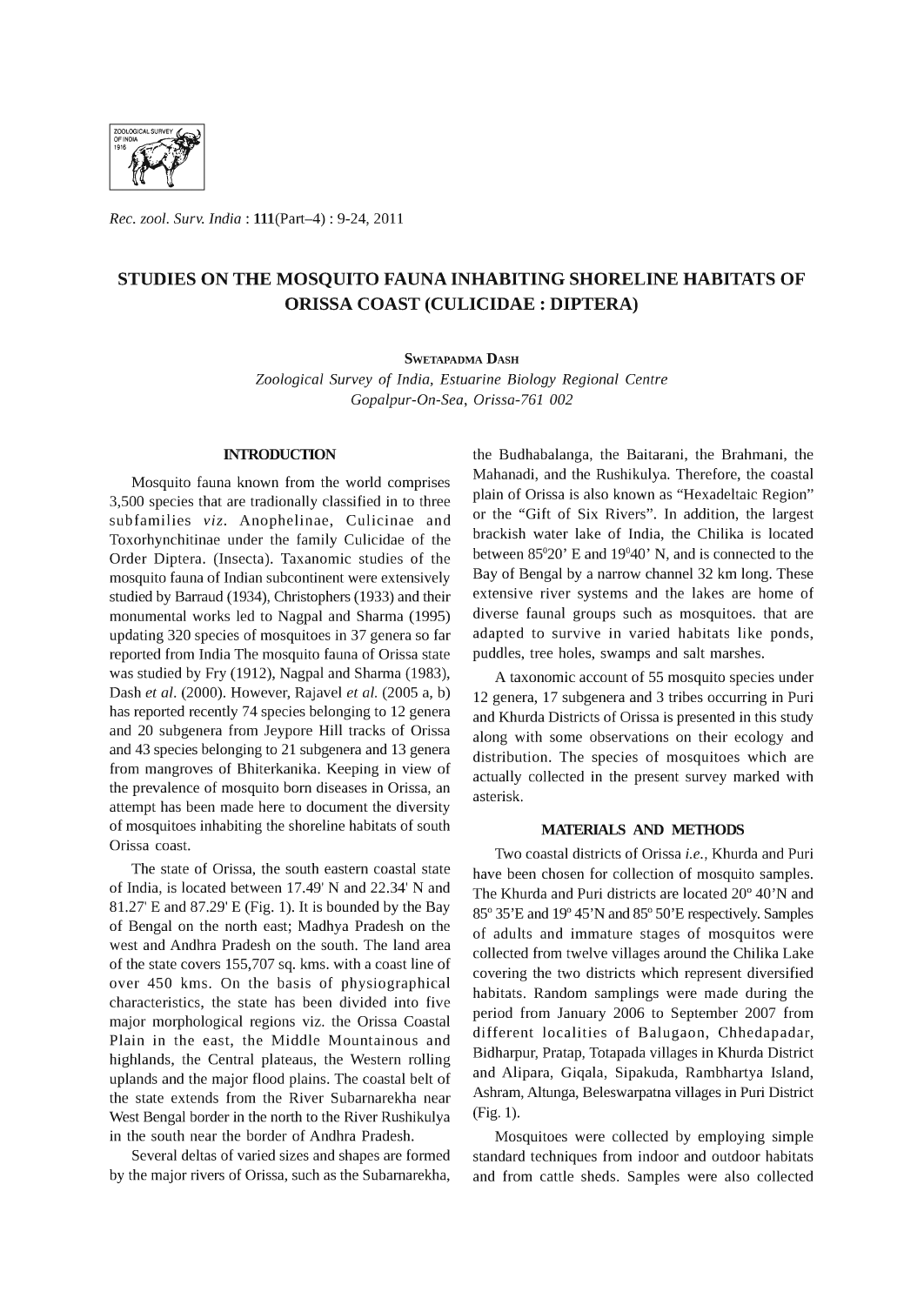*Rec. zool. Surv. India* : **111**(Part–4) : 9-24, 2011

# STUDIES ON THE MOSQUITO FAUNA INHABITING SHORELINE HABITATS OF ORISSA COAST (CULICIDAE : DIPTERA)

SWETAPADMA DASH

*Zoological Survey of India, Estuarine Biology Regional Centre*
*Gopalpur-On-Sea, Orissa-761 002*

## INTRODUCTION

Mosquito fauna known from the world comprises 3,500 species that are tradionally classified in to three subfamilies *viz.* Anophelinae, Culicinae and Toxorhynchitinae under the family Culicidae of the Order Diptera. (Insecta). Taxanomic studies of the mosquito fauna of Indian subcontinent were extensively studied by Barraud (1934), Christophers (1933) and their monumental works led to Nagpal and Sharma (1995) updating 320 species of mosquitoes in 37 genera so far reported from India The mosquito fauna of Orissa state was studied by Fry (1912), Nagpal and Sharma (1983), Dash *et al.* (2000). However, Rajavel *et al.* (2005 a, b) has reported recently 74 species belonging to 12 genera and 20 subgenera from Jeypore Hill tracks of Orissa and 43 species belonging to 21 subgenera and 13 genera from mangroves of Bhiterkanika. Keeping in view of the prevalence of mosquito born diseases in Orissa, an attempt has been made here to document the diversity of mosquitoes inhabiting the shoreline habitats of south Orissa coast.

The state of Orissa, the south eastern coastal state of India, is located between 17.49' N and 22.34' N and 81.27' E and 87.29' E (Fig. 1). It is bounded by the Bay of Bengal on the north east; Madhya Pradesh on the west and Andhra Pradesh on the south. The land area of the state covers 155,707 sq. kms. with a coast line of over 450 kms. On the basis of physiographical characteristics, the state has been divided into five major morphological regions viz. the Orissa Coastal Plain in the east, the Middle Mountainous and highlands, the Central plateaus, the Western rolling uplands and the major flood plains. The coastal belt of the state extends from the River Subarnarekha near West Bengal border in the north to the River Rushikulya in the south near the border of Andhra Pradesh.

Several deltas of varied sizes and shapes are formed by the major rivers of Orissa, such as the Subarnarekha, the Budhabalanga, the Baitarani, the Brahmani, the Mahanadi, and the Rushikulya. Therefore, the coastal plain of Orissa is also known as "Hexadeltaic Region" or the "Gift of Six Rivers". In addition, the largest brackish water lake of India, the Chilika is located between 85°20' E and 19°40' N, and is connected to the Bay of Bengal by a narrow channel 32 km long. These extensive river systems and the lakes are home of diverse faunal groups such as mosquitoes. that are adapted to survive in varied habitats like ponds, puddles, tree holes, swamps and salt marshes.

A taxonomic account of 55 mosquito species under 12 genera, 17 subgenera and 3 tribes occurring in Puri and Khurda Districts of Orissa is presented in this study along with some observations on their ecology and distribution. The species of mosquitoes which are actually collected in the present survey marked with asterisk.

## MATERIALS AND METHODS

Two coastal districts of Orissa *i.e.,* Khurda and Puri have been chosen for collection of mosquito samples. The Khurda and Puri districts are located 20° 40'N and 85° 35'E and 19° 45'N and 85° 50'E respectively. Samples of adults and immature stages of mosquitos were collected from twelve villages around the Chilika Lake covering the two districts which represent diversified habitats. Random samplings were made during the period from January 2006 to September 2007 from different localities of Balugaon, Chhedapadar, Bidharpur, Pratap, Totapada villages in Khurda District and Alipara, Giqala, Sipakuda, Rambhartya Island, Ashram, Altunga, Beleswarpatna villages in Puri District (Fig. 1).

Mosquitoes were collected by employing simple standard techniques from indoor and outdoor habitats and from cattle sheds. Samples were also collected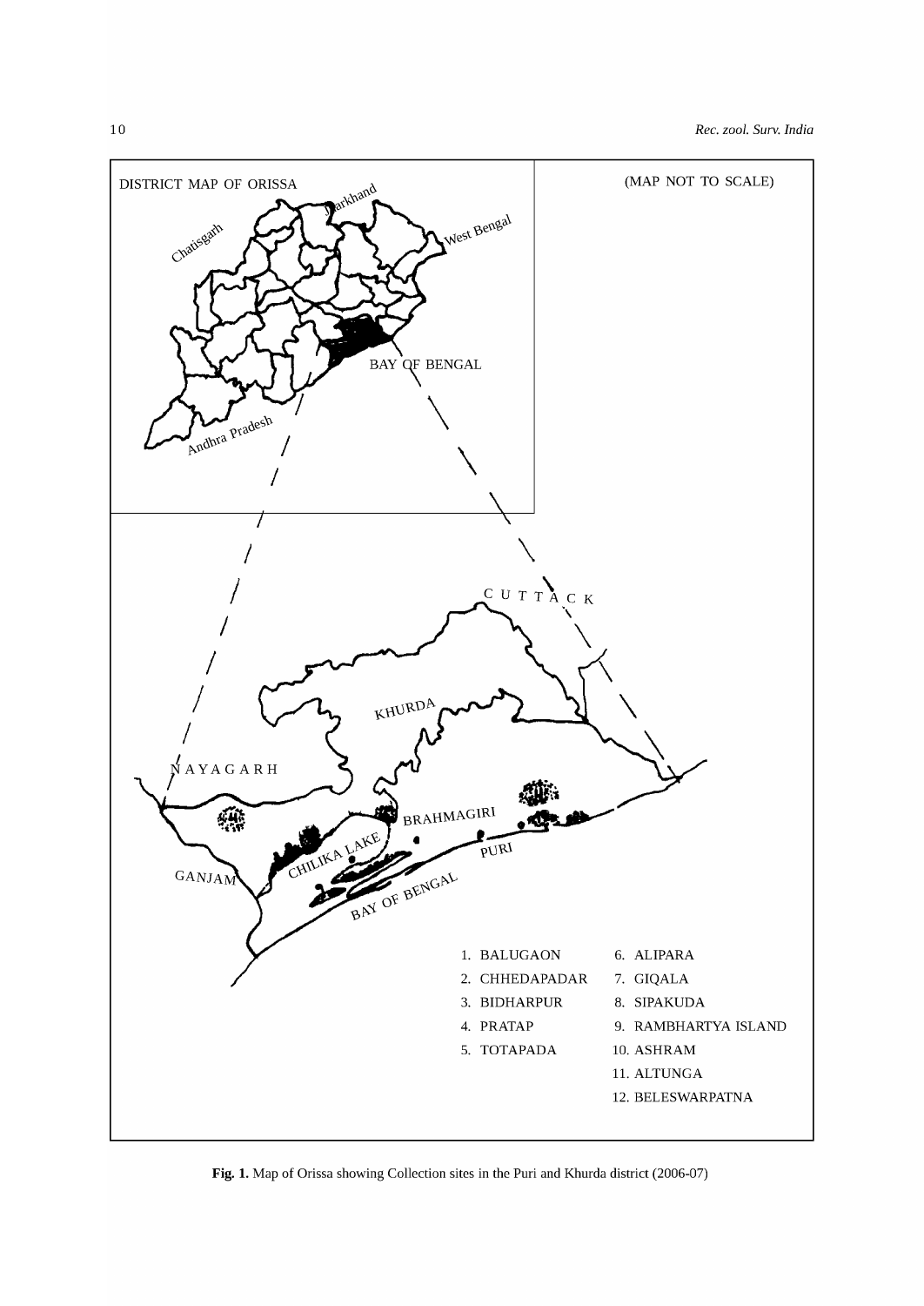DISTRICT MAP OF ORISSA

(MAP NOT TO SCALE)

1. BALUGAON
2. CHHEDAPADAR
3. BIDHARPUR
4. PRATAP
5. TOTAPADA
6. ALIPARA
7. GIQALA
8. SIPAKUDA
9. RAMBHARTYA ISLAND
10. ASHRAM
11. ALTUNGA
12. BELESWARPATNA

**Fig. 1.** Map of Orissa showing Collection sites in the Puri and Khurda district (2006-07)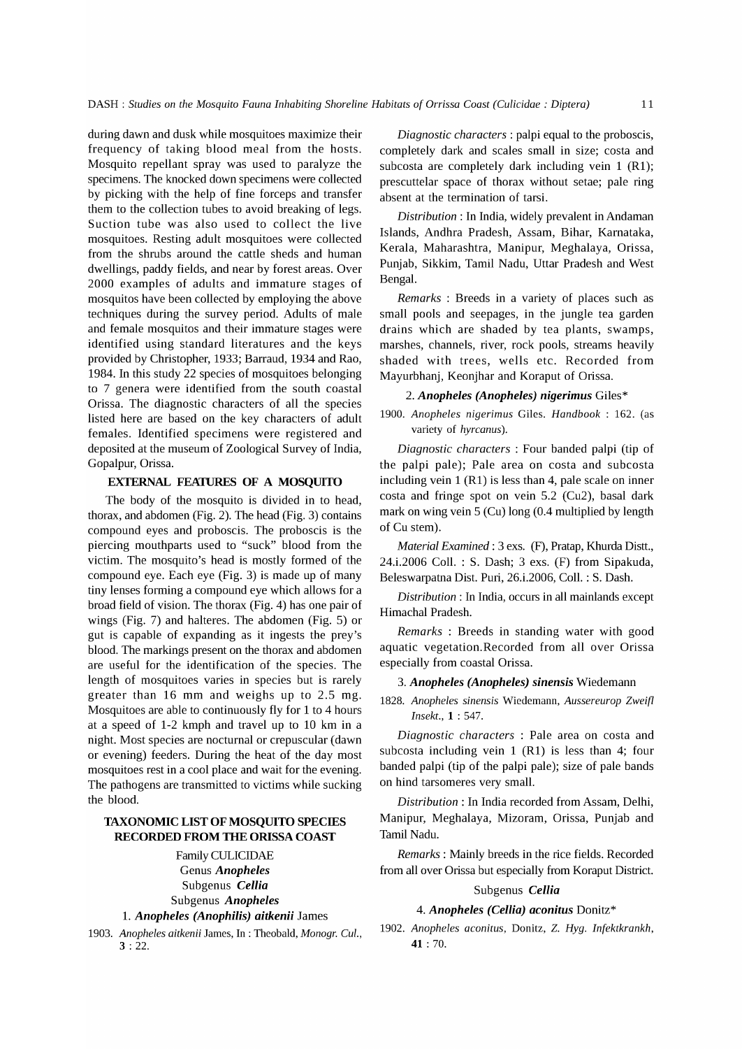during dawn and dusk while mosquitoes maximize their frequency of taking blood meal from the hosts. Mosquito repellant spray was used to paralyze the specimens. The knocked down specimens were collected by picking with the help of fine forceps and transfer them to the collection tubes to avoid breaking of legs. Suction tube was also used to collect the live mosquitoes. Resting adult mosquitoes were collected from the shrubs around the cattle sheds and human dwellings, paddy fields, and near by forest areas. Over 2000 examples of adults and immature stages of mosquitos have been collected by employing the above techniques during the survey period. Adults of male and female mosquitos and their immature stages were identified using standard literatures and the keys provided by Christopher, 1933; Barraud, 1934 and Rao, 1984. In this study 22 species of mosquitoes belonging to 7 genera were identified from the south coastal Orissa. The diagnostic characters of all the species listed here are based on the key characters of adult females. Identified specimens were registered and deposited at the museum of Zoological Survey of India, Gopalpur, Orissa.

## EXTERNAL FEATURES OF A MOSQUITO

The body of the mosquito is divided in to head, thorax, and abdomen (Fig. 2). The head (Fig. 3) contains compound eyes and proboscis. The proboscis is the piercing mouthparts used to "suck" blood from the victim. The mosquito's head is mostly formed of the compound eye. Each eye (Fig. 3) is made up of many tiny lenses forming a compound eye which allows for a broad field of vision. The thorax (Fig. 4) has one pair of wings (Fig. 7) and halteres. The abdomen (Fig. 5) or gut is capable of expanding as it ingests the prey's blood. The markings present on the thorax and abdomen are useful for the identification of the species. The length of mosquitoes varies in species but is rarely greater than 16 mm and weighs up to 2.5 mg. Mosquitoes are able to continuously fly for 1 to 4 hours at a speed of 1-2 kmph and travel up to 10 km in a night. Most species are nocturnal or crepuscular (dawn or evening) feeders. During the heat of the day most mosquitoes rest in a cool place and wait for the evening. The pathogens are transmitted to victims while sucking the blood.

## TAXONOMIC LIST OF MOSQUITO SPECIES RECORDED FROM THE ORISSA COAST

Family CULICIDAE

Genus ***Anopheles***

Subgenus ***Cellia***

Subgenus ***Anopheles***

### 1. *Anopheles (Anophilis) aitkenii* James

1903. *Anopheles aitkenii* James, In : Theobald, *Monogr. Cul.*, **3** : 22.

*Diagnostic characters* : palpi equal to the proboscis, completely dark and scales small in size; costa and subcosta are completely dark including vein 1 (R1); prescuttelar space of thorax without setae; pale ring absent at the termination of tarsi.

*Distribution* : In India, widely prevalent in Andaman Islands, Andhra Pradesh, Assam, Bihar, Karnataka, Kerala, Maharashtra, Manipur, Meghalaya, Orissa, Punjab, Sikkim, Tamil Nadu, Uttar Pradesh and West Bengal.

*Remarks* : Breeds in a variety of places such as small pools and seepages, in the jungle tea garden drains which are shaded by tea plants, swamps, marshes, channels, river, rock pools, streams heavily shaded with trees, wells etc. Recorded from Mayurbhanj, Keonjhar and Koraput of Orissa.

### 2. *Anopheles (Anopheles) nigerimus* Giles*

1900. *Anopheles nigerimus* Giles. *Handbook* : 162. (as variety of *hyrcanus*).

*Diagnostic characters* : Four banded palpi (tip of the palpi pale); Pale area on costa and subcosta including vein 1 (R1) is less than 4, pale scale on inner costa and fringe spot on vein 5.2 (Cu2), basal dark mark on wing vein 5 (Cu) long (0.4 multiplied by length of Cu stem).

*Material Examined* : 3 exs. (F), Pratap, Khurda Distt., 24.i.2006 Coll. : S. Dash; 3 exs. (F) from Sipakuda, Beleswarpatna Dist. Puri, 26.i.2006, Coll. : S. Dash.

*Distribution* : In India, occurs in all mainlands except Himachal Pradesh.

*Remarks* : Breeds in standing water with good aquatic vegetation.Recorded from all over Orissa especially from coastal Orissa.

### 3. *Anopheles (Anopheles) sinensis* Wiedemann

1828. *Anopheles sinensis* Wiedemann, *Aussereurop Zweifl Insekt.*, **1** : 547.

*Diagnostic characters* : Pale area on costa and subcosta including vein 1 (R1) is less than 4; four banded palpi (tip of the palpi pale); size of pale bands on hind tarsomeres very small.

*Distribution* : In India recorded from Assam, Delhi, Manipur, Meghalaya, Mizoram, Orissa, Punjab and Tamil Nadu.

*Remarks* : Mainly breeds in the rice fields. Recorded from all over Orissa but especially from Koraput District.

Subgenus ***Cellia***

### 4. *Anopheles (Cellia) aconitus* Donitz*

1902. *Anopheles aconitus*, Donitz, *Z. Hyg. Infektkrankh*, **41** : 70.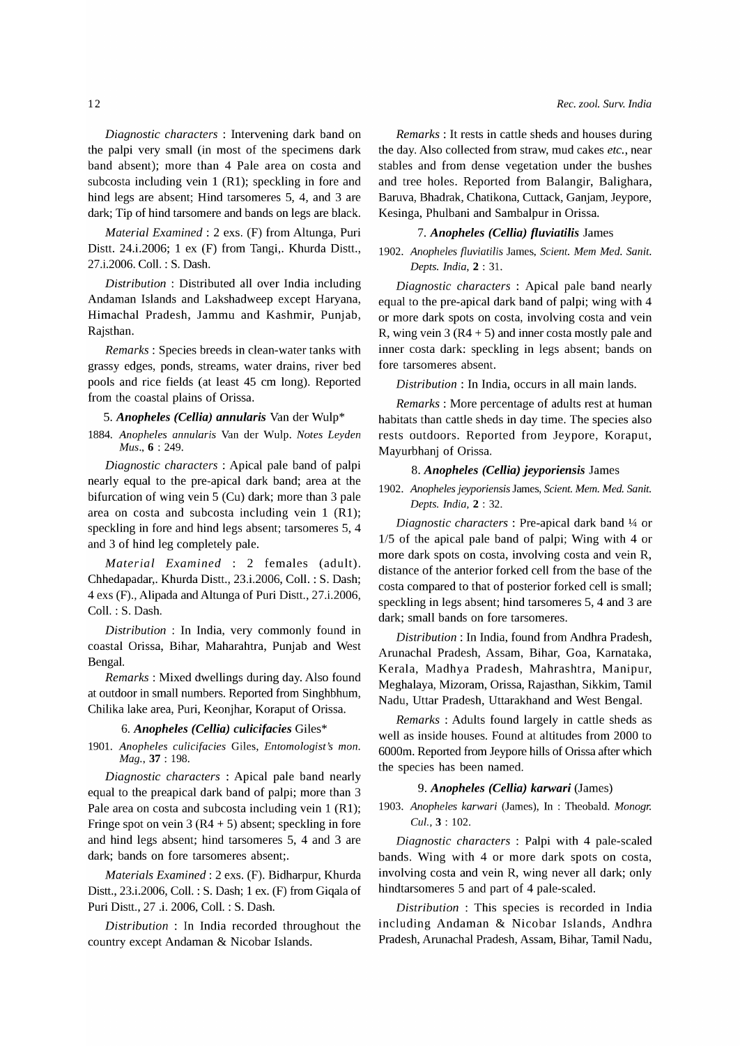*Diagnostic characters* : Intervening dark band on the palpi very small (in most of the specimens dark band absent); more than 4 Pale area on costa and subcosta including vein 1 (R1); speckling in fore and hind legs are absent; Hind tarsomeres 5, 4, and 3 are dark; Tip of hind tarsomere and bands on legs are black.

*Material Examined* : 2 exs. (F) from Altunga, Puri Distt. 24.i.2006; 1 ex (F) from Tangi,. Khurda Distt., 27.i.2006. Coll. : S. Dash.

*Distribution* : Distributed all over India including Andaman Islands and Lakshadweep except Haryana, Himachal Pradesh, Jammu and Kashmir, Punjab, Rajsthan.

*Remarks* : Species breeds in clean-water tanks with grassy edges, ponds, streams, water drains, river bed pools and rice fields (at least 45 cm long). Reported from the coastal plains of Orissa.

### 5. *Anopheles (Cellia) annularis* Van der Wulp*

1884. *Anopheles annularis* Van der Wulp. *Notes Leyden Mus*., **6** : 249.

*Diagnostic characters* : Apical pale band of palpi nearly equal to the pre-apical dark band; area at the bifurcation of wing vein 5 (Cu) dark; more than 3 pale area on costa and subcosta including vein 1 (R1); speckling in fore and hind legs absent; tarsomeres 5, 4 and 3 of hind leg completely pale.

*Material Examined* : 2 females (adult). Chhedapadar,. Khurda Distt., 23.i.2006, Coll. : S. Dash; 4 exs (F)., Alipada and Altunga of Puri Distt., 27.i.2006, Coll. : S. Dash.

*Distribution* : In India, very commonly found in coastal Orissa, Bihar, Maharahtra, Punjab and West Bengal.

*Remarks* : Mixed dwellings during day. Also found at outdoor in small numbers. Reported from Singhbhum, Chilika lake area, Puri, Keonjhar, Koraput of Orissa.

### 6. *Anopheles (Cellia) culicifacies* Giles*

1901. *Anopheles culicifacies* Giles, *Entomologist's mon. Mag*., **37** : 198.

*Diagnostic characters* : Apical pale band nearly equal to the preapical dark band of palpi; more than 3 Pale area on costa and subcosta including vein 1 (R1); Fringe spot on vein 3 (R4 + 5) absent; speckling in fore and hind legs absent; hind tarsomeres 5, 4 and 3 are dark; bands on fore tarsomeres absent;.

*Materials Examined* : 2 exs. (F). Bidharpur, Khurda Distt., 23.i.2006, Coll. : S. Dash; 1 ex. (F) from Giqala of Puri Distt., 27 .i. 2006, Coll. : S. Dash.

*Distribution* : In India recorded throughout the country except Andaman & Nicobar Islands.

*Remarks* : It rests in cattle sheds and houses during the day. Also collected from straw, mud cakes *etc*., near stables and from dense vegetation under the bushes and tree holes. Reported from Balangir, Balighara, Baruva, Bhadrak, Chatikona, Cuttack, Ganjam, Jeypore, Kesinga, Phulbani and Sambalpur in Orissa.

### 7. *Anopheles (Cellia) fluviatilis* James

1902. *Anopheles fluviatilis* James, *Scient. Mem Med. Sanit. Depts. India*, **2** : 31.

*Diagnostic characters* : Apical pale band nearly equal to the pre-apical dark band of palpi; wing with 4 or more dark spots on costa, involving costa and vein R, wing vein 3 (R4 + 5) and inner costa mostly pale and inner costa dark: speckling in legs absent; bands on fore tarsomeres absent.

*Distribution* : In India, occurs in all main lands.

*Remarks* : More percentage of adults rest at human habitats than cattle sheds in day time. The species also rests outdoors. Reported from Jeypore, Koraput, Mayurbhanj of Orissa.

### 8. *Anopheles (Cellia) jeyporiensis* James

1902. *Anopheles jeyporiensis* James, *Scient. Mem. Med. Sanit. Depts. India*, **2** : 32.

*Diagnostic characters* : Pre-apical dark band ¼ or 1/5 of the apical pale band of palpi; Wing with 4 or more dark spots on costa, involving costa and vein R, distance of the anterior forked cell from the base of the costa compared to that of posterior forked cell is small; speckling in legs absent; hind tarsomeres 5, 4 and 3 are dark; small bands on fore tarsomeres.

*Distribution* : In India, found from Andhra Pradesh, Arunachal Pradesh, Assam, Bihar, Goa, Karnataka, Kerala, Madhya Pradesh, Mahrashtra, Manipur, Meghalaya, Mizoram, Orissa, Rajasthan, Sikkim, Tamil Nadu, Uttar Pradesh, Uttarakhand and West Bengal.

*Remarks* : Adults found largely in cattle sheds as well as inside houses. Found at altitudes from 2000 to 6000m. Reported from Jeypore hills of Orissa after which the species has been named.

### 9. *Anopheles (Cellia) karwari* (James)

1903. *Anopheles karwari* (James), In : Theobald. *Monogr. Cul.*, **3** : 102.

*Diagnostic characters* : Palpi with 4 pale-scaled bands. Wing with 4 or more dark spots on costa, involving costa and vein R, wing never all dark; only hindtarsomeres 5 and part of 4 pale-scaled.

*Distribution* : This species is recorded in India including Andaman & Nicobar Islands, Andhra Pradesh, Arunachal Pradesh, Assam, Bihar, Tamil Nadu,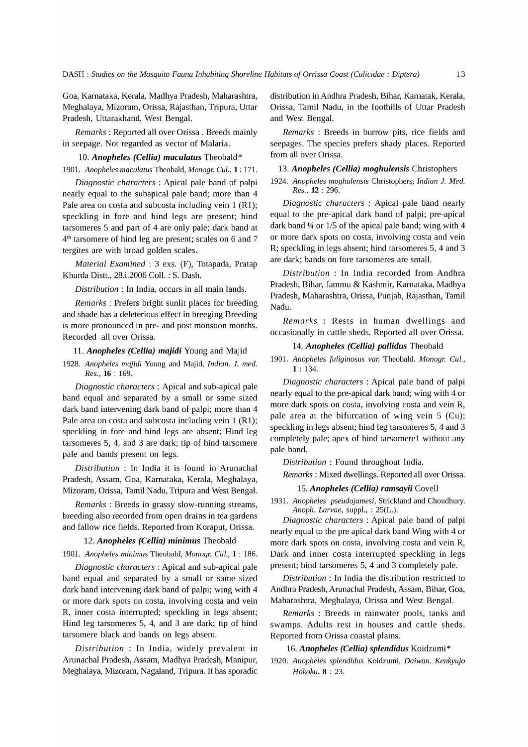Goa, Karnataka, Kerala, Madhya Pradesh, Maharashtra, Meghalaya, Mizoram, Orissa, Rajasthan, Tripura, Uttar Pradesh, Uttarakhand, West Bengal.

*Remarks* : Reported all over Orissa . Breeds mainly in seepage. Not regarded as vector of Malaria.

10. ***Anopheles (Cellia) maculatus*** Theobald*

1901. *Anopheles maculatus* Theobald, *Monogr. Cul.*, **1** : 171.

*Diagnostic characters* : Apical pale band of palpi nearly equal to the subapical pale band; more than 4 Pale area on costa and subcosta including vein 1 (R1); speckling in fore and hind legs are present; hind tarsomeres 5 and part of 4 are only pale; dark band at 4th tarsomere of hind leg are present; scales on 6 and 7 tergites are with broad golden scales.

*Material Examined* : 3 exs. (F), Totapada, Pratap Khurda Distt., 28.i.2006 Coll. : S. Dash.

*Distribution* : In India, occurs in all main lands.

*Remarks* : Prefers bright sunlit places for breeding and shade has a deleterious effect in breeging Breeding is more pronounced in pre- and post monsoon months. Recorded all over Orissa.

11. ***Anopheles (Cellia) majidi*** Young and Majid

1928. *Anopheles majidi* Young and Majid, *Indian. J. med. Res.*, **16** : 169.

*Diagnostic characters* : Apical and sub-apical pale band equal and separated by a small or same sized dark band intervening dark band of palpi; more than 4 Pale area on costa and subcosta including vein 1 (R1); speckling in fore and hind legs are absent; Hind leg tarsomeres 5, 4, and 3 are dark; tip of hind tarsomere pale and bands present on legs.

*Distribution* : In India it is found in Arunachal Pradesh, Assam, Goa, Karnataka, Kerala, Meghalaya, Mizoram, Orissa, Tamil Nadu, Tripura and West Bengal.

*Remarks* : Breeds in grassy slow-running streams, breeding also recorded from open drains in tea gardens and fallow rice fields. Reported from Koraput, Orissa.

12. ***Anopheles (Cellia) minimus*** Theobald

1901. *Anopheles minimus* Theobald, *Monogr. Cul.*, **1** : 186.

*Diagnostic characters* : Apical and sub-apical pale band equal and separated by a small or same sized dark band intervening dark band of palpi; wing with 4 or more dark spots on costa, involving costa and vein R, inner costa interrupted; speckling in legs absent; Hind leg tarsomeres 5, 4, and 3 are dark; tip of hind tarsomere black and bands on legs absent.

*Distribution* : In India, widely prevalent in Arunachal Pradesh, Assam, Madhya Pradesh, Manipur, Meghalaya, Mizoram, Nagaland, Tripura. It has sporadic distribution in Andhra Pradesh, Bihar, Karnatak, Kerala, Orissa, Tamil Nadu, in the foothills of Uttar Pradesh and West Bengal.

*Remarks* : Breeds in burrow pits, rice fields and seepages. The species prefers shady places. Reported from all over Orissa.

13. ***Anopheles (Cellia) moghulensis*** Christophers

1924. *Anopheles moghulensis* Christophers, *Indian J. Med. Res.*, **12** : 296.

*Diagnostic characters* : Apical pale band nearly equal to the pre-apical dark band of palpi; pre-apical dark band ¼ or 1/5 of the apical pale band; wing with 4 or more dark spots on costa, involving costa and vein R; speckling in legs absent; hind tarsomeres 5, 4 and 3 are dark; bands on fore tarsomeres are small.

*Distribution* : In India recorded from Andhra Pradesh, Bihar, Jammu & Kashmir, Karnataka, Madhya Pradesh, Maharashtra, Orissa, Punjab, Rajasthan, Tamil Nadu.

*Remarks* : Rests in human dwellings and occasionally in cattle sheds. Reported all over Orissa.

14. ***Anopheles (Cellia) pallidus*** Theobald

1901. *Anopheles fuliginosus var.* Theobald. *Monogr. Cul.*, **1** : 134.

*Diagnostic characters* : Apical pale band of palpi nearly equal to the pre-apical dark band; wing with 4 or more dark spots on costa, involving costa and vein R, pale area at the bifurcation of wing vein 5 (Cu); speckling in legs absent; hind leg tarsomeres 5, 4 and 3 completely pale; apex of hind tarsomere1 without any pale band.

*Distribution* : Found throughout India.

*Remarks* : Mixed dwellings. Reported all over Orissa.

15. ***Anopheles (Cellia) ramsayii*** Covell

1931. *Anopheles pseudojamesi*, Strickland and Choudhury. *Anoph. Larvae*, suppl., : 25(L.).

*Diagnostic characters* : Apical pale band of palpi nearly equal to the pre apical dark band Wing with 4 or more dark spots on costa, involving costa and vein R, Dark and inner costa interrupted speckling in legs present; hind tarsomeres 5, 4 and 3 completely pale.

*Distribution* : In India the distribution restricted to Andhra Pradesh, Arunachal Pradesh, Assam, Bihar, Goa, Maharashtra, Meghalaya, Orissa and West Bengal.

*Remarks* : Breeds in rainwater pools, tanks and swamps. Adults rest in houses and cattle sheds. Reported from Orissa coastal plains.

16. ***Anopheles (Cellia) splendidus*** Koidzumi*

1920. *Anopheles splendidus* Koidzumi, *Daiwan. Kenkyujo Hokoku*, **8** : 23.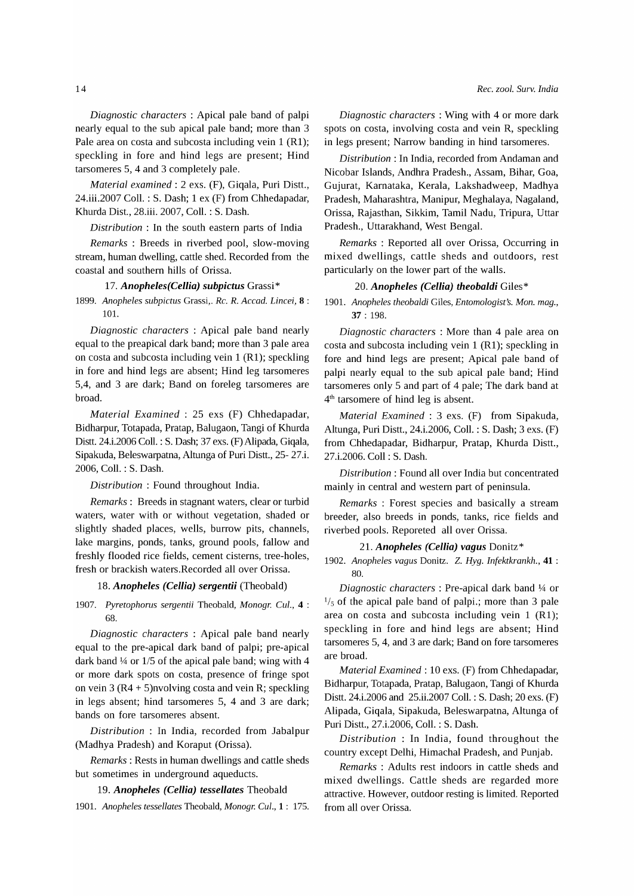*Diagnostic characters* : Apical pale band of palpi nearly equal to the sub apical pale band; more than 3 Pale area on costa and subcosta including vein 1 (R1); speckling in fore and hind legs are present; Hind tarsomeres 5, 4 and 3 completely pale.

*Material examined* : 2 exs. (F), Giqala, Puri Distt., 24.iii.2007 Coll. : S. Dash; 1 ex (F) from Chhedapadar, Khurda Dist., 28.iii. 2007, Coll. : S. Dash.

*Distribution* : In the south eastern parts of India

*Remarks* : Breeds in riverbed pool, slow-moving stream, human dwelling, cattle shed. Recorded from the coastal and southern hills of Orissa.

### 17. *Anopheles(Cellia) subpictus* Grassi*

1899. *Anopheles subpictus* Grassi,. *Rc. R. Accad. Lincei,* **8** : 101.

*Diagnostic characters* : Apical pale band nearly equal to the preapical dark band; more than 3 pale area on costa and subcosta including vein 1 (R1); speckling in fore and hind legs are absent; Hind leg tarsomeres 5,4, and 3 are dark; Band on foreleg tarsomeres are broad.

*Material Examined* : 25 exs (F) Chhedapadar, Bidharpur, Totapada, Pratap, Balugaon, Tangi of Khurda Distt. 24.i.2006 Coll. : S. Dash; 37 exs. (F) Alipada, Giqala, Sipakuda, Beleswarpatna, Altunga of Puri Distt., 25- 27.i. 2006, Coll. : S. Dash.

*Distribution* : Found throughout India.

*Remarks* : Breeds in stagnant waters, clear or turbid waters, water with or without vegetation, shaded or slightly shaded places, wells, burrow pits, channels, lake margins, ponds, tanks, ground pools, fallow and freshly flooded rice fields, cement cisterns, tree-holes, fresh or brackish waters.Recorded all over Orissa.

### 18. *Anopheles (Cellia) sergentii* (Theobald)

1907. *Pyretophorus sergentii* Theobald, *Monogr. Cul.*, **4** : 68.

*Diagnostic characters* : Apical pale band nearly equal to the pre-apical dark band of palpi; pre-apical dark band ¼ or 1/5 of the apical pale band; wing with 4 or more dark spots on costa, presence of fringe spot on vein 3 (R4 + 5)nvolving costa and vein R; speckling in legs absent; hind tarsomeres 5, 4 and 3 are dark; bands on fore tarsomeres absent.

*Distribution* : In India, recorded from Jabalpur (Madhya Pradesh) and Koraput (Orissa).

*Remarks* : Rests in human dwellings and cattle sheds but sometimes in underground aqueducts.

### 19. *Anopheles (Cellia) tessellates* Theobald

1901. *Anopheles tessellates* Theobald, *Monogr. Cul.*, **1** : 175.

*Diagnostic characters* : Wing with 4 or more dark spots on costa, involving costa and vein R, speckling in legs present; Narrow banding in hind tarsomeres.

*Distribution* : In India, recorded from Andaman and Nicobar Islands, Andhra Pradesh., Assam, Bihar, Goa, Gujurat, Karnataka, Kerala, Lakshadweep, Madhya Pradesh, Maharashtra, Manipur, Meghalaya, Nagaland, Orissa, Rajasthan, Sikkim, Tamil Nadu, Tripura, Uttar Pradesh., Uttarakhand, West Bengal.

*Remarks* : Reported all over Orissa, Occurring in mixed dwellings, cattle sheds and outdoors, rest particularly on the lower part of the walls.

### 20. *Anopheles (Cellia) theobaldi* Giles*

1901. *Anopheles theobaldi* Giles, *Entomologist's. Mon. mag.*, **37** : 198.

*Diagnostic characters* : More than 4 pale area on costa and subcosta including vein 1 (R1); speckling in fore and hind legs are present; Apical pale band of palpi nearly equal to the sub apical pale band; Hind tarsomeres only 5 and part of 4 pale; The dark band at 4th tarsomere of hind leg is absent.

*Material Examined* : 3 exs. (F) from Sipakuda, Altunga, Puri Distt., 24.i.2006, Coll. : S. Dash; 3 exs. (F) from Chhedapadar, Bidharpur, Pratap, Khurda Distt., 27.i.2006. Coll : S. Dash.

*Distribution* : Found all over India but concentrated mainly in central and western part of peninsula.

*Remarks* : Forest species and basically a stream breeder, also breeds in ponds, tanks, rice fields and riverbed pools. Reporeted all over Orissa.

### 21. *Anopheles (Cellia) vagus* Donitz*

1902. *Anopheles vagus* Donitz. *Z. Hyg. Infektkrankh.*, **41** : 80.

*Diagnostic characters* : Pre-apical dark band ¼ or 1/5 of the apical pale band of palpi.; more than 3 pale area on costa and subcosta including vein 1 (R1); speckling in fore and hind legs are absent; Hind tarsomeres 5, 4, and 3 are dark; Band on fore tarsomeres are broad.

*Material Examined* : 10 exs. (F) from Chhedapadar, Bidharpur, Totapada, Pratap, Balugaon, Tangi of Khurda Distt. 24.i.2006 and 25.ii.2007 Coll. : S. Dash; 20 exs. (F) Alipada, Giqala, Sipakuda, Beleswarpatna, Altunga of Puri Distt., 27.i.2006, Coll. : S. Dash.

*Distribution* : In India, found throughout the country except Delhi, Himachal Pradesh, and Punjab.

*Remarks* : Adults rest indoors in cattle sheds and mixed dwellings. Cattle sheds are regarded more attractive. However, outdoor resting is limited. Reported from all over Orissa.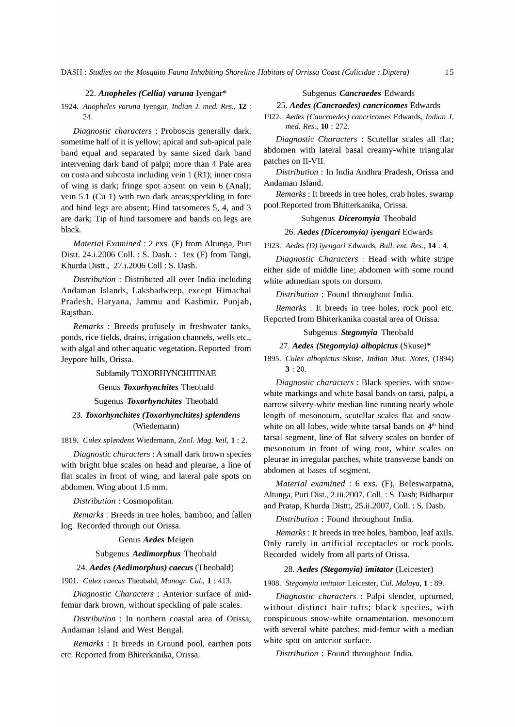### 22. *Anopheles (Cellia) varuna* Iyengar*

1924. *Anopheles varuna* Iyengar, *Indian J. med. Res.*, **12** : 24.

*Diagnostic characters* : Proboscis generally dark, sometime half of it is yellow; apical and sub-apical pale band equal and separated by same sized dark band intervening dark band of palpi; more than 4 Pale area on costa and subcosta including vein 1 (R1); inner costa of wing is dark; fringe spot absent on vein 6 (Anal); vein 5.1 (Cu 1) with two dark areas;speckling in fore and hind legs are absent; Hind tarsomeres 5, 4, and 3 are dark; Tip of hind tarsomere and bands on legs are black.

*Material Examined* : 2 exs. (F) from Altunga, Puri Distt. 24.i.2006 Coll. : S. Dash. : 1ex (F) from Tangi, Khurda Distt., 27.i.2006 Coll : S. Dash.

*Distribution* : Distributed all over India including Andaman Islands, Lakshadweep, except Himachal Pradesh, Haryana, Jammu and Kashmir. Punjab, Rajsthan.

*Remarks* : Breeds profusely in freshwater tanks, ponds, rice fields, drains, irrigation channels, wells etc., with algal and other aquatic vegetation. Reported from Jeypore hills, Orissa.

Subfamily TOXORHYNCHITINAE

Genus ***Toxorhynchites*** Theobald

Sugenus ***Toxorhynchites*** Theobald

### 23. *Toxorhynchites (Toxorhynchites) splendens* (Wiedemann)

1819. *Culex splendens* Wiedemann, *Zool. Mag. keil*, **1** : 2.

*Diagnostic characters* : A small dark brown species with bright blue scales on head and pleurae, a line of flat scales in front of wing, and lateral pale spots on abdomen. Wing about 1.6 mm.

*Distribution* : Cosmopolitan.

*Remarks* : Breeds in tree holes, bamboo, and fallen log. Recorded through out Orissa.

Genus ***Aedes*** Meigen

Subgenus ***Aedimorphus*** Theobald

### 24. *Aedes (Aedimorphus) caecus* (Theobald)

1901. *Culex caecus* Theobald, *Monogr. Cul.*, **1** : 413.

*Diagnostic Characters* : Anterior surface of mid-femur dark brown, without speckling of pale scales.

*Distribution* : In northern coastal area of Orissa, Andaman Island and West Bengal.

*Remarks* : It breeds in Ground pool, earthen pots etc. Reported from Bhiterkanika, Orissa.

Subgenus ***Cancraedes*** Edwards

### 25. *Aedes (Cancraedes) cancricomes* Edwards

1922. *Aedes (Cancraedes) cancricomes* Edwards, *Indian J. med. Res.*, **10** : 272.

*Diagnostic Characters* : Scutellar scales all flat; abdomen with lateral basal creamy-white triangular patches on II-VII.

*Distribution* : In India Andhra Pradesh, Orissa and Andaman Island.

*Remarks* : It breeds in tree holes, crab holes, swamp pool.Reported from Bhitterkanika, Orissa.

Subgenus ***Diceromyia*** Theobald

### 26. *Aedes (Diceromyia) iyengari* Edwards

1923. *Aedes (D) iyengari* Edwards, *Bull. ent. Res.*, **14** : 4.

*Diagnostic Characters* : Head with white stripe either side of middle line; abdomen with some round white admedian spots on dorsum.

*Distribution* : Found throughout India.

*Remarks* : It breeds in tree holes, rock pool etc. Reported from Bhiterkanika coastal area of Orissa.

Subgenus ***Stegomyia*** Theobald

### 27. *Aedes (Stegomyia) albopictus* (Skuse)*

1895. *Culex albopictus* Skuse, *Indian Mus. Notes,* (1894) **3** : 20.

*Diagnostic characters* : Black species, with snow-white markings and white basal bands on tarsi, palpi, a narrow silvery-white median line running nearly whole length of mesonotum, scutellar scales flat and snow-white on all lobes, wide white tarsal bands on 4th hind tarsal segment, line of flat silvery scales on border of mesonotum in front of wing root, white scales on pleurae in irregular patches, white transverse bands on abdomen at bases of segment.

*Material examined* : 6 exs. (F), Beleswarpatna, Altunga, Puri Dist., 2.iii.2007, Coll. : S. Dash; Bidharpur and Pratap, Khurda Distt:, 25.ii.2007, Coll. : S. Dash.

*Distribution* : Found throughout India.

*Remarks* : It breeds in tree holes, bamboo, leaf axils. Only rarely in artificial receptacles or rock-pools. Recorded widely from all parts of Orissa.

### 28. *Aedes (Stegomyia) imitator* (Leicester)

1908. *Stegomyia imitator* Leicester, *Cul. Malaya*, **1** : 89.

*Diagnostic characters* : Palpi slender, upturned, without distinct hair-tufts; black species, with conspicuous snow-white ornamentation. mesonotum with several white patches; mid-femur with a median white spot on anterior surface.

*Distribution* : Found throughout India.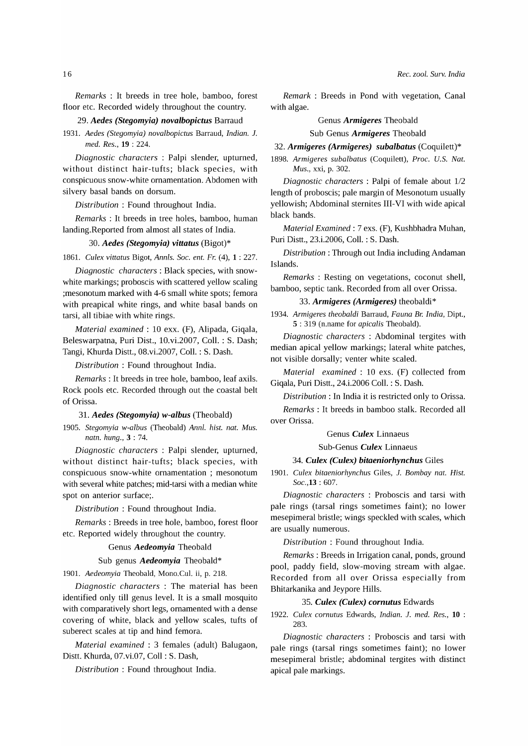*Remarks* : It breeds in tree hole, bamboo, forest floor etc. Recorded widely throughout the country.

29. ***Aedes (Stegomyia) novalbopictus*** Barraud

1931. *Aedes (Stegomyia) novalbopictus* Barraud, *Indian. J. med. Res.*, **19** : 224.

*Diagnostic characters* : Palpi slender, upturned, without distinct hair-tufts; black species, with conspicuous snow-white ornamentation. Abdomen with silvery basal bands on dorsum.

*Distribution* : Found throughout India.

*Remarks* : It breeds in tree holes, bamboo, human landing.Reported from almost all states of India.

30. ***Aedes (Stegomyia) vittatus*** (Bigot)*

1861. *Culex vittatus* Bigot, *Annls. Soc. ent. Fr.* (4), **1** : 227.

*Diagnostic characters* : Black species, with snow-white markings; proboscis with scattered yellow scaling ;mesonotum marked with 4-6 small white spots; femora with preapical white rings, and white basal bands on tarsi, all tibiae with white rings.

*Material examined* : 10 exx. (F), Alipada, Giqala, Beleswarpatna, Puri Dist., 10.vi.2007, Coll. : S. Dash; Tangi, Khurda Distt., 08.vi.2007, Coll. : S. Dash.

*Distribution* : Found throughout India.

*Remarks* : It breeds in tree hole, bamboo, leaf axils. Rock pools etc. Recorded through out the coastal belt of Orissa.

31. ***Aedes (Stegomyia) w-albus*** (Theobald)

1905. *Stegomyia w-albus* (Theobald) *Annl. hist. nat. Mus. natn. hung.*, **3** : 74.

*Diagnostic characters* : Palpi slender, upturned, without distinct hair-tufts; black species, with conspicuous snow-white ornamentation ; mesonotum with several white patches; mid-tarsi with a median white spot on anterior surface;.

*Distribution* : Found throughout India.

*Remarks* : Breeds in tree hole, bamboo, forest floor etc. Reported widely throughout the country.

Genus ***Aedeomyia*** Theobald

Sub genus ***Aedeomyia*** Theobald*

1901. *Aedeomyia* Theobald, Mono.Cul. ii, p. 218.

*Diagnostic characters* : The material has been identified only till genus level. It is a small mosquito with comparatively short legs, ornamented with a dense covering of white, black and yellow scales, tufts of suberect scales at tip and hind femora.

*Material examined* : 3 females (adult) Balugaon, Distt. Khurda, 07.vi.07, Coll : S. Dash,

*Distribution* : Found throughout India.

*Remark* : Breeds in Pond with vegetation, Canal with algae.

Genus ***Armigeres*** Theobald

Sub Genus ***Armigeres*** Theobald

32. ***Armigeres (Armigeres) subalbatus*** (Coquilett)*

1898. *Armigeres subalbatus* (Coquilett), *Proc. U.S. Nat. Mus.*, xxi, p. 302.

*Diagnostic characters* : Palpi of female about 1/2 length of proboscis; pale margin of Mesonotum usually yellowish; Abdominal sternites III-VI with wide apical black bands.

*Material Examined* : 7 exs. (F), Kushbhadra Muhan, Puri Distt., 23.i.2006, Coll. : S. Dash.

*Distribution* : Through out India including Andaman Islands.

*Remarks* : Resting on vegetations, coconut shell, bamboo, septic tank. Recorded from all over Orissa.

33. ***Armigeres (Armigeres)*** **theobaldi***

1934. *Armigeres theobaldi* Barraud, *Fauna Br. India*, Dipt., **5** : 319 (n.name for *apicalis* Theobald).

*Diagnostic characters* : Abdominal tergites with median apical yellow markings; lateral white patches, not visible dorsally; venter white scaled.

*Material examined* : 10 exs. (F) collected from Giqala, Puri Distt., 24.i.2006 Coll. : S. Dash.

*Distribution* : In India it is restricted only to Orissa.

*Remarks* : It breeds in bamboo stalk. Recorded all over Orissa.

Genus ***Culex*** Linnaeus

Sub-Genus ***Culex*** Linnaeus

34. ***Culex (Culex) bitaeniorhynchus*** Giles

1901. *Culex bitaeniorhynchus* Giles, *J. Bombay nat. Hist. Soc.*,**13** : 607.

*Diagnostic characters* : Proboscis and tarsi with pale rings (tarsal rings sometimes faint); no lower mesepimeral bristle; wings speckled with scales, which are usually numerous.

*Distribution* : Found throughout India.

*Remarks* : Breeds in Irrigation canal, ponds, ground pool, paddy field, slow-moving stream with algae. Recorded from all over Orissa especially from Bhitarkanika and Jeypore Hills.

35. ***Culex (Culex) cornutus*** Edwards

1922. *Culex cornutus* Edwards, *Indian. J. med. Res.*, **10** : 283.

*Diagnostic characters* : Proboscis and tarsi with pale rings (tarsal rings sometimes faint); no lower mesepimeral bristle; abdominal tergites with distinct apical pale markings.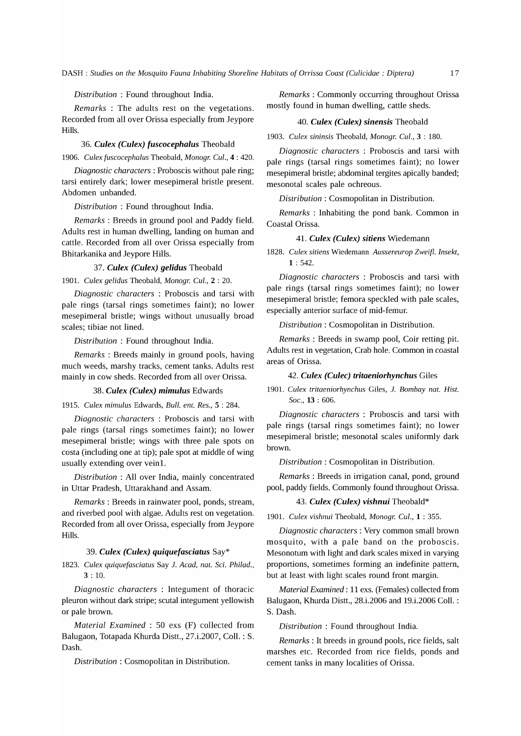*Distribution* : Found throughout India.

*Remarks* : The adults rest on the vegetations. Recorded from all over Orissa especially from Jeypore Hills.

### 36. *Culex (Culex) fuscocephalus* Theobald

1906. *Culex fuscocephalus* Theobald, *Monogr. Cul.*, **4** : 420.

*Diagnostic characters* : Proboscis without pale ring; tarsi entirely dark; lower mesepimeral bristle present. Abdomen unbanded.

*Distribution* : Found throughout India.

*Remarks* : Breeds in ground pool and Paddy field. Adults rest in human dwelling, landing on human and cattle. Recorded from all over Orissa especially from Bhitarkanika and Jeypore Hills.

### 37. *Culex (Culex) gelidus* Theobald

1901. *Culex gelidus* Theobald, *Monogr. Cul.*, **2** : 20.

*Diagnostic characters* : Proboscis and tarsi with pale rings (tarsal rings sometimes faint); no lower mesepimeral bristle; wings without unusually broad scales; tibiae not lined.

*Distribution* : Found throughout India.

*Remarks* : Breeds mainly in ground pools, having much weeds, marshy tracks, cement tanks. Adults rest mainly in cow sheds. Recorded from all over Orissa.

### 38. *Culex (Culex) mimulus* Edwards

1915. *Culex mimulus* Edwards, *Bull. ent. Res.*, **5** : 284.

*Diagnostic characters* : Proboscis and tarsi with pale rings (tarsal rings sometimes faint); no lower mesepimeral bristle; wings with three pale spots on costa (including one at tip); pale spot at middle of wing usually extending over vein1.

*Distribution* : All over India, mainly concentrated in Uttar Pradesh, Uttarakhand and Assam.

*Remarks* : Breeds in rainwater pool, ponds, stream, and riverbed pool with algae. Adults rest on vegetation. Recorded from all over Orissa, especially from Jeypore Hills.

### 39. *Culex (Culex) quiquefasciatus* Say*

1823. *Culex quiquefasciatus* Say *J. Acad, nat. Sci. Philad.*, **3** : 10.

*Diagnostic characters* : Integument of thoracic pleuron without dark stripe; scutal integument yellowish or pale brown.

*Material Examined* : 50 exs (F) collected from Balugaon, Totapada Khurda Distt., 27.i.2007, Coll. : S. Dash.

*Distribution* : Cosmopolitan in Distribution.

*Remarks* : Commonly occurring throughout Orissa mostly found in human dwelling, cattle sheds.

### 40. *Culex (Culex) sinensis* Theobald

1903. *Culex sininsis* Theobald, *Monogr. Cul.*, **3** : 180.

*Diagnostic characters* : Proboscis and tarsi with pale rings (tarsal rings sometimes faint); no lower mesepimeral bristle; abdominal tergites apically banded; mesonotal scales pale ochreous.

*Distribution* : Cosmopolitan in Distribution.

*Remarks* : Inhabiting the pond bank. Common in Coastal Orissa.

### 41. *Culex (Culex) sitiens* Wiedemann

1828. *Culex sitiens* Wiedemann *Aussereurop Zweifl. Insekt*, **1** : 542.

*Diagnostic characters* : Proboscis and tarsi with pale rings (tarsal rings sometimes faint); no lower mesepimeral bristle; femora speckled with pale scales, especially anterior surface of mid-femur.

*Distribution* : Cosmopolitan in Distribution.

*Remarks* : Breeds in swamp pool, Coir retting pit. Adults rest in vegetation, Crab hole. Common in coastal areas of Orissa.

### 42. *Culex (Culec) tritaeniorhynchus* Giles

1901. *Culex tritaeniorhynchus* Giles, *J. Bombay nat. Hist. Soc.*, **13** : 606.

*Diagnostic characters* : Proboscis and tarsi with pale rings (tarsal rings sometimes faint); no lower mesepimeral bristle; mesonotal scales uniformly dark brown.

*Distribution* : Cosmopolitan in Distribution.

*Remarks* : Breeds in irrigation canal, pond, ground pool, paddy fields. Commonly found throughout Orissa.

### 43. *Culex (Culex) vishnui* Theobald*

1901. *Culex vishnui* Theobald, *Monogr. Cul.*, **1** : 355.

*Diagnostic characters* : Very common small brown mosquito, with a pale band on the proboscis. Mesonotum with light and dark scales mixed in varying proportions, sometimes forming an indefinite pattern, but at least with light scales round front margin.

*Material Examined* : 11 exs. (Females) collected from Balugaon, Khurda Distt., 28.i.2006 and 19.i.2006 Coll. : S. Dash.

*Distribution* : Found throughout India.

*Remarks* : It breeds in ground pools, rice fields, salt marshes etc. Recorded from rice fields, ponds and cement tanks in many localities of Orissa.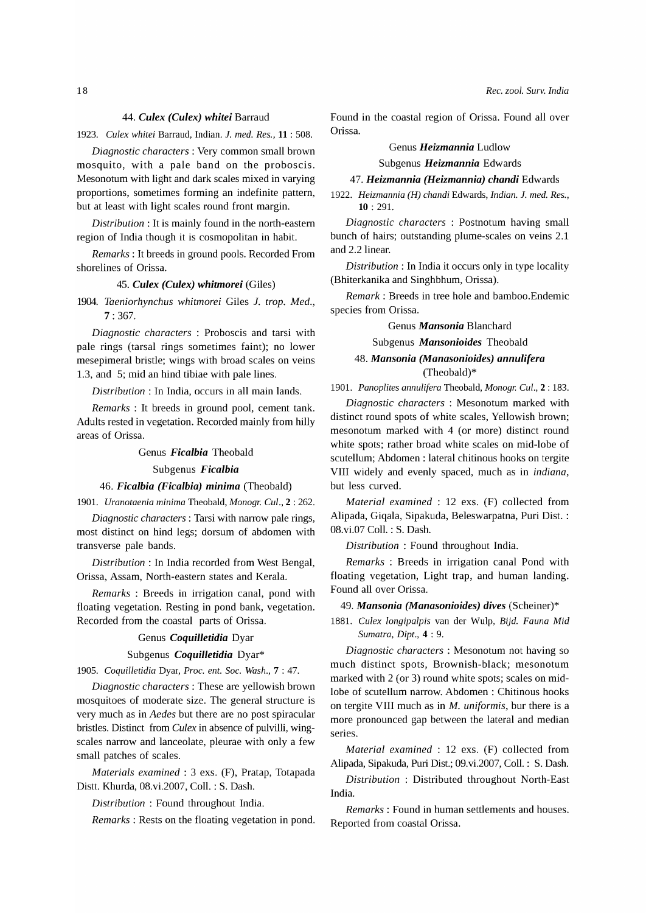### 44. ***Culex (Culex) whitei*** Barraud

1923. *Culex whitei* Barraud, Indian. *J. med. Res.*, **11** : 508.

*Diagnostic characters* : Very common small brown mosquito, with a pale band on the proboscis. Mesonotum with light and dark scales mixed in varying proportions, sometimes forming an indefinite pattern, but at least with light scales round front margin.

*Distribution* : It is mainly found in the north-eastern region of India though it is cosmopolitan in habit.

*Remarks* : It breeds in ground pools. Recorded From shorelines of Orissa.

### 45. ***Culex (Culex) whitmorei*** (Giles)

1904. *Taeniorhynchus whitmorei* Giles *J. trop. Med.*, **7** : 367.

*Diagnostic characters* : Proboscis and tarsi with pale rings (tarsal rings sometimes faint); no lower mesepimeral bristle; wings with broad scales on veins 1.3, and 5; mid an hind tibiae with pale lines.

*Distribution* : In India, occurs in all main lands.

*Remarks* : It breeds in ground pool, cement tank. Adults rested in vegetation. Recorded mainly from hilly areas of Orissa.

Genus ***Ficalbia*** Theobald

Subgenus ***Ficalbia***

### 46. ***Ficalbia (Ficalbia) minima*** (Theobald)

1901. *Uranotaenia minima* Theobald, *Monogr. Cul.*, **2** : 262.

*Diagnostic characters* : Tarsi with narrow pale rings, most distinct on hind legs; dorsum of abdomen with transverse pale bands.

*Distribution* : In India recorded from West Bengal, Orissa, Assam, North-eastern states and Kerala.

*Remarks* : Breeds in irrigation canal, pond with floating vegetation. Resting in pond bank, vegetation. Recorded from the coastal parts of Orissa.

Genus ***Coquilletidia*** Dyar

Subgenus ***Coquilletidia*** Dyar*

1905. *Coquilletidia* Dyar, *Proc. ent. Soc. Wash.*, **7** : 47.

*Diagnostic characters* : These are yellowish brown mosquitoes of moderate size. The general structure is very much as in *Aedes* but there are no post spiracular bristles. Distinct from *Culex* in absence of pulvilli, wing-scales narrow and lanceolate, pleurae with only a few small patches of scales.

*Materials examined* : 3 exs. (F), Pratap, Totapada Distt. Khurda, 08.vi.2007, Coll. : S. Dash.

*Distribution* : Found throughout India.

*Remarks* : Rests on the floating vegetation in pond. Found in the coastal region of Orissa. Found all over Orissa.

Genus ***Heizmannia*** Ludlow

Subgenus ***Heizmannia*** Edwards

### 47. ***Heizmannia (Heizmannia) chandi*** Edwards

1922. *Heizmannia (H) chandi* Edwards, *Indian. J. med. Res.*, **10** : 291.

*Diagnostic characters* : Postnotum having small bunch of hairs; outstanding plume-scales on veins 2.1 and 2.2 linear.

*Distribution* : In India it occurs only in type locality (Bhiterkanika and Singhbhum, Orissa).

*Remark* : Breeds in tree hole and bamboo.Endemic species from Orissa.

Genus ***Mansonia*** Blanchard

Subgenus ***Mansonioides*** Theobald

### 48. ***Mansonia (Manasonioides) annulifera*** (Theobald)*

1901. *Panoplites annulifera* Theobald, *Monogr. Cul.*, **2** : 183.

*Diagnostic characters* : Mesonotum marked with distinct round spots of white scales, Yellowish brown; mesonotum marked with 4 (or more) distinct round white spots; rather broad white scales on mid-lobe of scutellum; Abdomen : lateral chitinous hooks on tergite VIII widely and evenly spaced, much as in *indiana*, but less curved.

*Material examined* : 12 exs. (F) collected from Alipada, Giqala, Sipakuda, Beleswarpatna, Puri Dist. : 08.vi.07 Coll. : S. Dash.

*Distribution* : Found throughout India.

*Remarks* : Breeds in irrigation canal Pond with floating vegetation, Light trap, and human landing. Found all over Orissa.

### 49. ***Mansonia (Manasonioides) dives*** (Scheiner)*

1881. *Culex longipalpis* van der Wulp, *Bijd. Fauna Mid Sumatra, Dipt.*, **4** : 9.

*Diagnostic characters* : Mesonotum not having so much distinct spots, Brownish-black; mesonotum marked with 2 (or 3) round white spots; scales on mid-lobe of scutellum narrow. Abdomen : Chitinous hooks on tergite VIII much as in *M. uniformis*, bur there is a more pronounced gap between the lateral and median series.

*Material examined* : 12 exs. (F) collected from Alipada, Sipakuda, Puri Dist.; 09.vi.2007, Coll. : S. Dash.

*Distribution* : Distributed throughout North-East India.

*Remarks* : Found in human settlements and houses. Reported from coastal Orissa.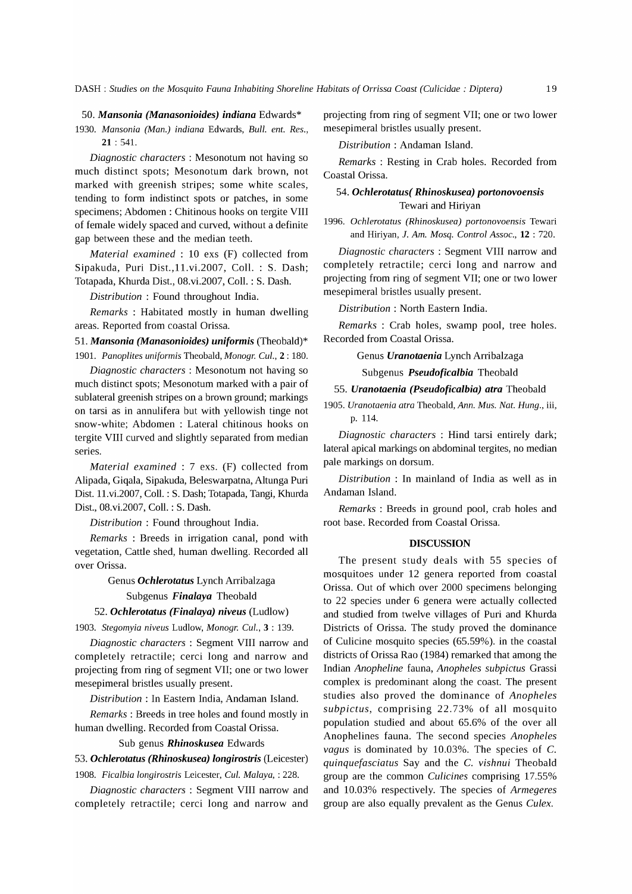50. ***Mansonia (Manasonioides) indiana*** Edwards*

1930. *Mansonia (Man.) indiana* Edwards, *Bull. ent. Res.*, **21** : 541.

*Diagnostic characters* : Mesonotum not having so much distinct spots; Mesonotum dark brown, not marked with greenish stripes; some white scales, tending to form indistinct spots or patches, in some specimens; Abdomen : Chitinous hooks on tergite VIII of female widely spaced and curved, without a definite gap between these and the median teeth.

*Material examined* : 10 exs (F) collected from Sipakuda, Puri Dist.,11.vi.2007, Coll. : S. Dash; Totapada, Khurda Dist., 08.vi.2007, Coll. : S. Dash.

*Distribution* : Found throughout India.

*Remarks* : Habitated mostly in human dwelling areas. Reported from coastal Orissa.

51. ***Mansonia (Manasonioides) uniformis*** (Theobald)*

1901. *Panoplites uniformis* Theobald, *Monogr. Cul.*, **2** : 180.

*Diagnostic characters* : Mesonotum not having so much distinct spots; Mesonotum marked with a pair of sublateral greenish stripes on a brown ground; markings on tarsi as in annulifera but with yellowish tinge not snow-white; Abdomen : Lateral chitinous hooks on tergite VIII curved and slightly separated from median series.

*Material examined* : 7 exs. (F) collected from Alipada, Giqala, Sipakuda, Beleswarpatna, Altunga Puri Dist. 11.vi.2007, Coll. : S. Dash; Totapada, Tangi, Khurda Dist., 08.vi.2007, Coll. : S. Dash.

*Distribution* : Found throughout India.

*Remarks* : Breeds in irrigation canal, pond with vegetation, Cattle shed, human dwelling. Recorded all over Orissa.

Genus ***Ochlerotatus*** Lynch Arribalzaga

Subgenus ***Finalaya*** Theobald

52. ***Ochlerotatus (Finalaya) niveus*** (Ludlow)

1903. *Stegomyia niveus* Ludlow, *Monogr. Cul.*, **3** : 139.

*Diagnostic characters* : Segment VIII narrow and completely retractile; cerci long and narrow and projecting from ring of segment VII; one or two lower mesepimeral bristles usually present.

*Distribution* : In Eastern India, Andaman Island.

*Remarks* : Breeds in tree holes and found mostly in human dwelling. Recorded from Coastal Orissa.

Sub genus ***Rhinoskusea*** Edwards

53. ***Ochlerotatus (Rhinoskusea) longirostris*** (Leicester)

1908. *Ficalbia longirostris* Leicester, *Cul. Malaya*, : 228.

*Diagnostic characters* : Segment VIII narrow and completely retractile; cerci long and narrow and projecting from ring of segment VII; one or two lower mesepimeral bristles usually present.

*Distribution* : Andaman Island.

*Remarks* : Resting in Crab holes. Recorded from Coastal Orissa.

54. ***Ochlerotatus( Rhinoskusea) portonovoensis*** Tewari and Hiriyan

1996. *Ochlerotatus (Rhinoskusea) portonovoensis* Tewari and Hiriyan, *J. Am. Mosq. Control Assoc.*, **12** : 720.

*Diagnostic characters* : Segment VIII narrow and completely retractile; cerci long and narrow and projecting from ring of segment VII; one or two lower mesepimeral bristles usually present.

*Distribution* : North Eastern India.

*Remarks* : Crab holes, swamp pool, tree holes. Recorded from Coastal Orissa.

Genus ***Uranotaenia*** Lynch Arribalzaga

Subgenus ***Pseudoficalbia*** Theobald

55. ***Uranotaenia (Pseudoficalbia) atra*** Theobald

1905. *Uranotaenia atra* Theobald, *Ann. Mus. Nat. Hung.*, iii, p. 114.

*Diagnostic characters* : Hind tarsi entirely dark; lateral apical markings on abdominal tergites, no median pale markings on dorsum.

*Distribution* : In mainland of India as well as in Andaman Island.

*Remarks* : Breeds in ground pool, crab holes and root base. Recorded from Coastal Orissa.

## DISCUSSION

The present study deals with 55 species of mosquitoes under 12 genera reported from coastal Orissa. Out of which over 2000 specimens belonging to 22 species under 6 genera were actually collected and studied from twelve villages of Puri and Khurda Districts of Orissa. The study proved the dominance of Culicine mosquito species (65.59%). in the coastal districts of Orissa Rao (1984) remarked that among the Indian *Anopheline* fauna, *Anopheles subpictus* Grassi complex is predominant along the coast. The present studies also proved the dominance of *Anopheles subpictus*, comprising 22.73% of all mosquito population studied and about 65.6% of the over all Anophelines fauna. The second species *Anopheles vagus* is dominated by 10.03%. The species of *C. quinquefasciatus* Say and the *C. vishnui* Theobald group are the common *Culicines* comprising 17.55% and 10.03% respectively. The species of *Armegeres* group are also equally prevalent as the Genus *Culex.*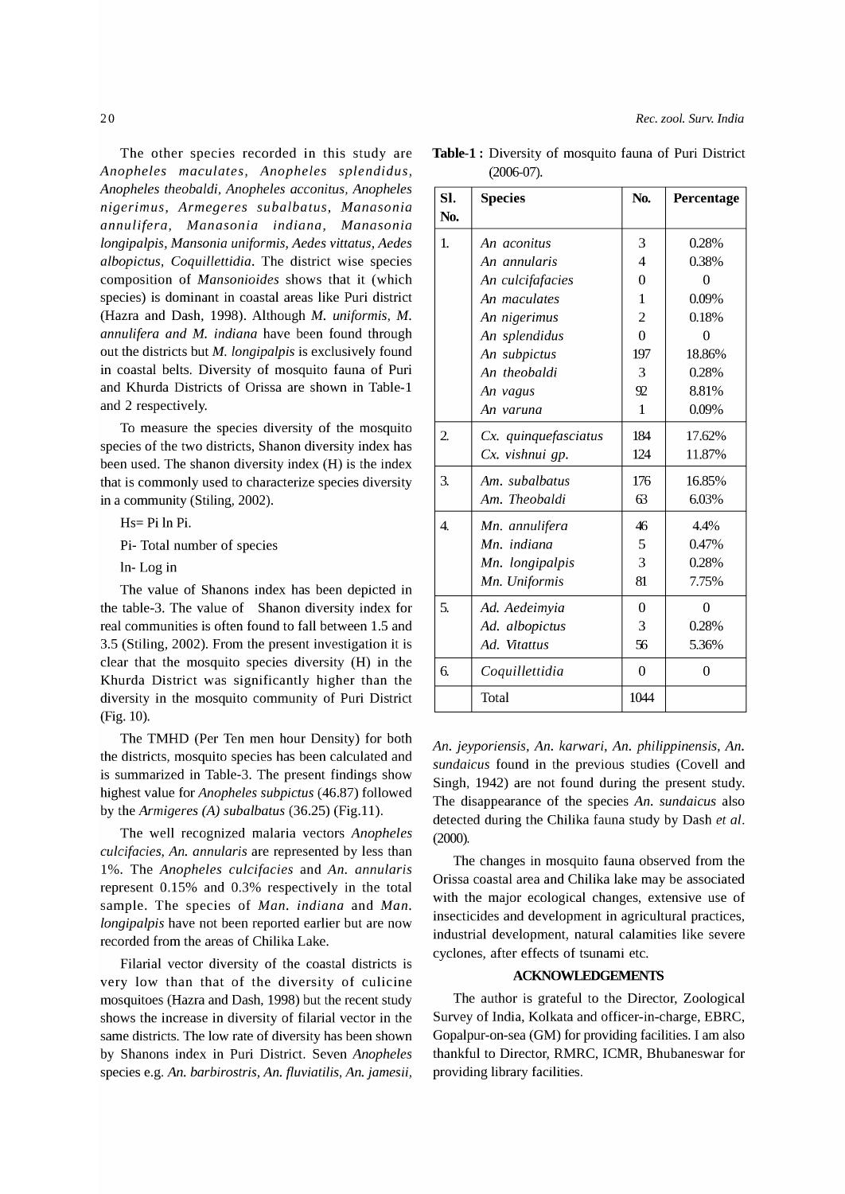The other species recorded in this study are *Anopheles maculates, Anopheles splendidus, Anopheles theobaldi, Anopheles acconitus, Anopheles nigerimus, Armegeres subalbatus, Manasonia annulifera, Manasonia indiana, Manasonia longipalpis, Mansonia uniformis, Aedes vittatus, Aedes albopictus, Coquillettidia*. The district wise species composition of *Mansonioides* shows that it (which species) is dominant in coastal areas like Puri district (Hazra and Dash, 1998). Although *M. uniformis, M. annulifera and M. indiana* have been found through out the districts but *M. longipalpis* is exclusively found in coastal belts. Diversity of mosquito fauna of Puri and Khurda Districts of Orissa are shown in Table-1 and 2 respectively.

To measure the species diversity of the mosquito species of the two districts, Shanon diversity index has been used. The shanon diversity index (H) is the index that is commonly used to characterize species diversity in a community (Stiling, 2002).

Hs= Pi ln Pi.

Pi- Total number of species

ln- Log in

The value of Shanons index has been depicted in the table-3. The value of Shanon diversity index for real communities is often found to fall between 1.5 and 3.5 (Stiling, 2002). From the present investigation it is clear that the mosquito species diversity (H) in the Khurda District was significantly higher than the diversity in the mosquito community of Puri District (Fig. 10).

The TMHD (Per Ten men hour Density) for both the districts, mosquito species has been calculated and is summarized in Table-3. The present findings show highest value for *Anopheles subpictus* (46.87) followed by the *Armigeres (A) subalbatus* (36.25) (Fig.11).

The well recognized malaria vectors *Anopheles culcifacies, An. annularis* are represented by less than 1%. The *Anopheles culcifacies* and *An. annularis* represent 0.15% and 0.3% respectively in the total sample. The species of *Man. indiana* and *Man. longipalpis* have not been reported earlier but are now recorded from the areas of Chilika Lake.

Filarial vector diversity of the coastal districts is very low than that of the diversity of culicine mosquitoes (Hazra and Dash, 1998) but the recent study shows the increase in diversity of filarial vector in the same districts. The low rate of diversity has been shown by Shanons index in Puri District. Seven *Anopheles* species e.g. *An. barbirostris, An. fluviatilis, An. jamesii,*

**Table-1 :** Diversity of mosquito fauna of Puri District (2006-07).

| Sl. No. | Species | No. | Percentage |
|---|---|---|---|
| 1. | *An aconitus* | 3 | 0.28% |
| | *An annularis* | 4 | 0.38% |
| | *An culcifafacies* | 0 | 0 |
| | *An maculates* | 1 | 0.09% |
| | *An nigerimus* | 2 | 0.18% |
| | *An splendidus* | 0 | 0 |
| | *An subpictus* | 197 | 18.86% |
| | *An theobaldi* | 3 | 0.28% |
| | *An vagus* | 92 | 8.81% |
| | *An varuna* | 1 | 0.09% |
| 2. | *Cx. quinquefasciatus* | 184 | 17.62% |
| | *Cx. vishnui gp.* | 124 | 11.87% |
| 3. | *Am. subalbatus* | 176 | 16.85% |
| | *Am. Theobaldi* | 63 | 6.03% |
| 4. | *Mn. annulifera* | 46 | 4.4% |
| | *Mn. indiana* | 5 | 0.47% |
| | *Mn. longipalpis* | 3 | 0.28% |
| | *Mn. Uniformis* | 81 | 7.75% |
| 5. | *Ad. Aedeimyia* | 0 | 0 |
| | *Ad. albopictus* | 3 | 0.28% |
| | *Ad. Vitattus* | 56 | 5.36% |
| 6. | *Coquillettidia* | 0 | 0 |
| | Total | 1044 | |

*An. jeyporiensis, An. karwari, An. philippinensis, An. sundaicus* found in the previous studies (Covell and Singh, 1942) are not found during the present study. The disappearance of the species *An. sundaicus* also detected during the Chilika fauna study by Dash *et al*. (2000).

The changes in mosquito fauna observed from the Orissa coastal area and Chilika lake may be associated with the major ecological changes, extensive use of insecticides and development in agricultural practices, industrial development, natural calamities like severe cyclones, after effects of tsunami etc.

## ACKNOWLEDGEMENTS

The author is grateful to the Director, Zoological Survey of India, Kolkata and officer-in-charge, EBRC, Gopalpur-on-sea (GM) for providing facilities. I am also thankful to Director, RMRC, ICMR, Bhubaneswar for providing library facilities.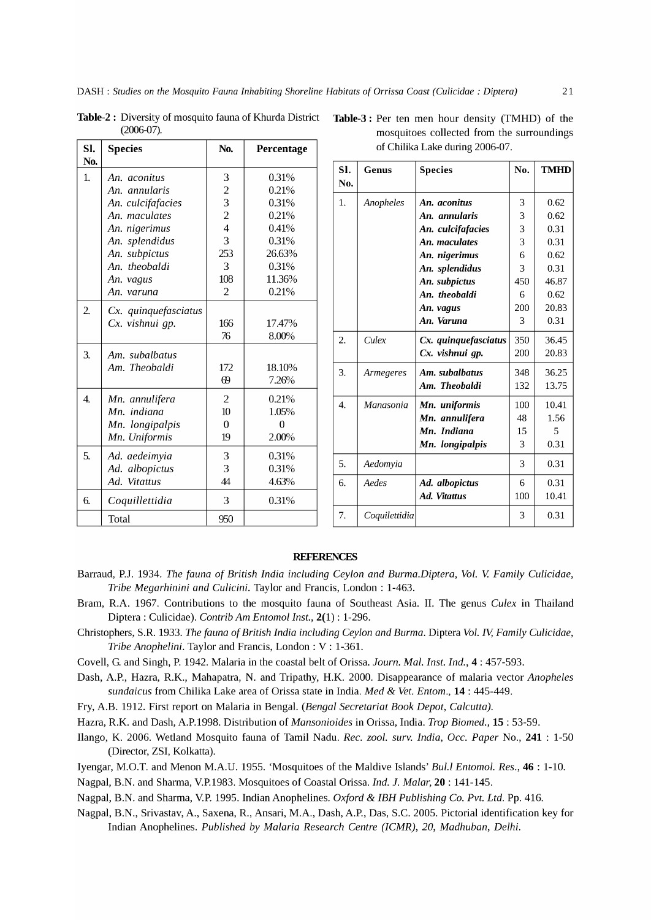**Table-2 :** Diversity of mosquito fauna of Khurda District (2006-07).

| Sl. No. | Species | No. | Percentage |
|---|---|---|---|
| 1. | *An. aconitus* | 3 | 0.31% |
| | *An. annularis* | 2 | 0.21% |
| | *An. culcifafacies* | 3 | 0.31% |
| | *An. maculates* | 2 | 0.21% |
| | *An. nigerimus* | 4 | 0.41% |
| | *An. splendidus* | 3 | 0.31% |
| | *An. subpictus* | 253 | 26.63% |
| | *An. theobaldi* | 3 | 0.31% |
| | *An. vagus* | 108 | 11.36% |
| | *An. varuna* | 2 | 0.21% |
| 2. | *Cx. quinquefasciatus* | 166 | 17.47% |
| | *Cx. vishnui gp.* | 76 | 8.00% |
| 3. | *Am. subalbatus* | 172 | 18.10% |
| | *Am. Theobaldi* | 69 | 7.26% |
| 4. | *Mn. annulifera* | 2 | 0.21% |
| | *Mn. indiana* | 10 | 1.05% |
| | *Mn. longipalpis* | 0 | 0 |
| | *Mn. Uniformis* | 19 | 2.00% |
| 5. | *Ad. aedeimyia* | 3 | 0.31% |
| | *Ad. albopictus* | 3 | 0.31% |
| | *Ad. Vitattus* | 44 | 4.63% |
| 6. | *Coquillettidia* | 3 | 0.31% |
| | Total | 950 | |

**Table-3 :** Per ten men hour density (TMHD) of the mosquitoes collected from the surroundings of Chilika Lake during 2006-07.

| Sl. No. | Genus | Species | No. | TMHD |
|---|---|---|---|---|
| 1. | *Anopheles* | ***An. aconitus*** | 3 | 0.62 |
| | | ***An. annularis*** | 3 | 0.62 |
| | | ***An. culcifafacies*** | 3 | 0.31 |
| | | ***An. maculates*** | 3 | 0.31 |
| | | ***An. nigerimus*** | 6 | 0.62 |
| | | ***An. splendidus*** | 3 | 0.31 |
| | | ***An. subpictus*** | 450 | 46.87 |
| | | ***An. theobaldi*** | 6 | 0.62 |
| | | ***An. vagus*** | 200 | 20.83 |
| | | ***An. Varuna*** | 3 | 0.31 |
| 2. | *Culex* | ***Cx. quinquefasciatus*** | 350 | 36.45 |
| | | ***Cx. vishnui gp.*** | 200 | 20.83 |
| 3. | *Armegeres* | ***Am. subalbatus*** | 348 | 36.25 |
| | | ***Am. Theobaldi*** | 132 | 13.75 |
| 4. | *Manasonia* | ***Mn. uniformis*** | 100 | 10.41 |
| | | ***Mn. annulifera*** | 48 | 1.56 |
| | | ***Mn. Indiana*** | 15 | 5 |
| | | ***Mn. longipalpis*** | 3 | 0.31 |
| 5. | *Aedomyia* | | 3 | 0.31 |
| 6. | *Aedes* | ***Ad. albopictus*** | 6 | 0.31 |
| | | ***Ad. Vitattus*** | 100 | 10.41 |
| 7. | *Coquilettidia* | | 3 | 0.31 |

## REFERENCES

Barraud, P.J. 1934. *The fauna of British India including Ceylon and Burma.Diptera, Vol. V. Family Culicidae, Tribe Megarhinini and Culicini.* Taylor and Francis, London : 1-463.

Bram, R.A. 1967. Contributions to the mosquito fauna of Southeast Asia. II. The genus *Culex* in Thailand Diptera : Culicidae). *Contrib Am Entomol Inst.*, **2(**1) : 1-296.

Christophers, S.R. 1933. *The fauna of British India including Ceylon and Burma.* Diptera *Vol. IV, Family Culicidae, Tribe Anophelini.* Taylor and Francis, London : V : 1-361.

Covell, G. and Singh, P. 1942. Malaria in the coastal belt of Orissa. *Journ. Mal. Inst. Ind.*, **4** : 457-593.

Dash, A.P., Hazra, R.K., Mahapatra, N. and Tripathy, H.K. 2000. Disappearance of malaria vector *Anopheles sundaicus* from Chilika Lake area of Orissa state in India. *Med & Vet. Entom*., **14** : 445-449.

Fry, A.B. 1912. First report on Malaria in Bengal. (*Bengal Secretariat Book Depot, Calcutta).*

Hazra, R.K. and Dash, A.P.1998. Distribution of *Mansonioides* in Orissa, India. *Trop Biomed.*, **15** : 53-59.

Ilango, K. 2006. Wetland Mosquito fauna of Tamil Nadu. *Rec. zool. surv. India*, *Occ. Paper* No., **241** : 1-50 (Director, ZSI, Kolkatta).

Iyengar, M.O.T. and Menon M.A.U. 1955. 'Mosquitoes of the Maldive Islands' *Bul.l Entomol. Res.*, **46** : 1-10.

Nagpal, B.N. and Sharma, V.P.1983. Mosquitoes of Coastal Orissa. *Ind. J. Malar,* **20** : 141-145.

Nagpal, B.N. and Sharma, V.P. 1995. Indian Anophelines. *Oxford & IBH Publishing Co. Pvt. Ltd.* Pp. 416.

Nagpal, B.N., Srivastav, A., Saxena, R., Ansari, M.A., Dash, A.P., Das, S.C. 2005. Pictorial identification key for Indian Anophelines. *Published by Malaria Research Centre (ICMR)*, *20*, *Madhuban*, *Delhi.*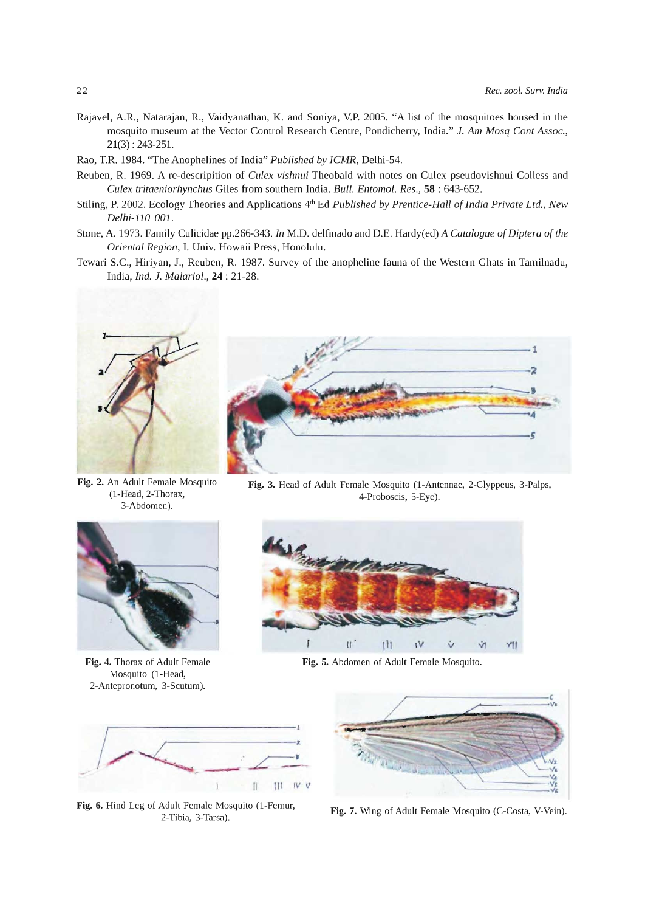Rajavel, A.R., Natarajan, R., Vaidyanathan, K. and Soniya, V.P. 2005. "A list of the mosquitoes housed in the mosquito museum at the Vector Control Research Centre, Pondicherry, India." *J. Am Mosq Cont Assoc.*, **21**(3) : 243-251.

Rao, T.R. 1984. "The Anophelines of India" *Published by ICMR*, Delhi-54.

Reuben, R. 1969. A re-descripition of *Culex vishnui* Theobald with notes on Culex pseudovishnui Colless and *Culex tritaeniorhynchus* Giles from southern India. *Bull. Entomol. Res.*, **58** : 643-652.

Stiling, P. 2002. Ecology Theories and Applications 4th Ed *Published by Prentice-Hall of India Private Ltd., New Delhi-110 001*.

Stone, A. 1973. Family Culicidae pp.266-343. *In* M.D. delfinado and D.E. Hardy(ed) *A Catalogue of Diptera of the Oriental Region*, I. Univ. Howaii Press, Honolulu.

Tewari S.C., Hiriyan, J., Reuben, R. 1987. Survey of the anopheline fauna of the Western Ghats in Tamilnadu, India, *Ind. J. Malariol.*, **24** : 21-28.

**Fig. 2.** An Adult Female Mosquito (1-Head, 2-Thorax, 3-Abdomen).

**Fig. 3.** Head of Adult Female Mosquito (1-Antennae, 2-Clyppeus, 3-Palps, 4-Proboscis, 5-Eye).

**Fig. 4.** Thorax of Adult Female Mosquito (1-Head, 2-Antepronotum, 3-Scutum).

**Fig. 5.** Abdomen of Adult Female Mosquito.

**Fig. 6.** Hind Leg of Adult Female Mosquito (1-Femur, 2-Tibia, 3-Tarsa).

**Fig. 7.** Wing of Adult Female Mosquito (C-Costa, V-Vein).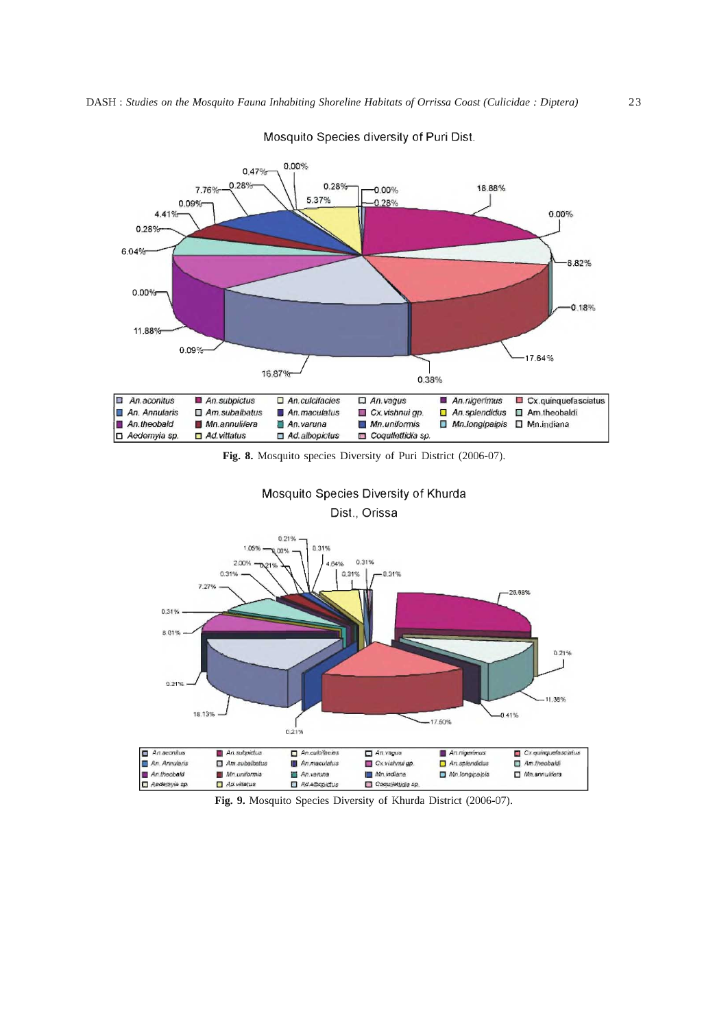Mosquito Species diversity of Puri Dist.

| | | | | | |
|---|---|---|---|---|---|
| An.aconitus | An.subpictus | An.culcifacies | An.vagus | An.nigerimus | Cx.quinquefasciatus |
| An. Annularis | Am.subalbatus | An.maculatus | Cx.vishnui gp. | An.splendidus | Am.theobaldi |
| An.theobald | Mn.annulifera | An.varuna | Mn.uniformis | Mn.longipalpis | Mn.indiana |
| Aedomyia sp. | Ad.vittatus | Ad.albopictus | Coquillettidia sp. | | |

**Fig. 8.** Mosquito species Diversity of Puri District (2006-07).

Mosquito Species Diversity of Khurda Dist., Orissa

| | | | | | |
|---|---|---|---|---|---|
| An.aconitus | An.subpictus | An.culcifacies | An.vagus | An.nigerimus | Cx.quinquefasciatus |
| An. Annularis | Am.subalbatus | An.maculatus | Cx.vishnui gp. | An.splendidus | Am.theobaldi |
| An.theobald | Mn.uniformis | An.varuna | Mn.indiana | Mn.longipalpis | Mn.annulifera |
| Aedomyia sp. | Ad.vittatus | Ad.albopictus | Coquillettidia sp. | | |

**Fig. 9.** Mosquito Species Diversity of Khurda District (2006-07).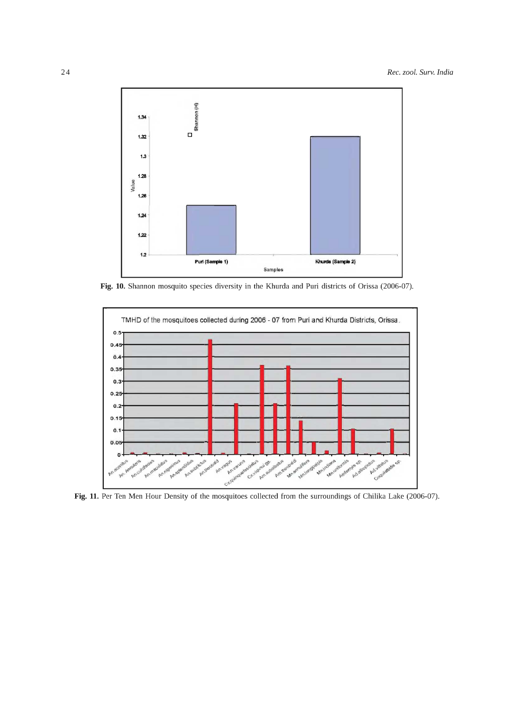Shannon (H)

1.34

1.32

1.3

1.28

1.26

1.24

1.22

1.2

Value

Puri (Sample 1)

Khurda (Sample 2)

Samples

**Fig. 10.** Shannon mosquito species diversity in the Khurda and Puri districts of Orissa (2006-07).

TMHD of the mosquitoes collected during 2006 - 07 from Puri and Khurda Districts, Orissa

0.5

0.45

0.4

0.35

0.3

0.25

0.2

0.15

0.1

0.05

0

An.aconitus, An. Annularis, An.culicifacies, An.maculatus, An.nigerrimus, An.splendidus, An.subpictus, An.tessellatus, An.vagus, An.varuna, Cx.quinquefasciatus, Cx.vishnui gp., Am.subalbatus, Am.theobaldi, Mn.annulifera, Mn.longipalpis, Mn.indiana, Mn.uniformis, Aedomyia sp., Ad.albopictus, Ad.vittatus, Coquillettidia sp.

**Fig. 11.** Per Ten Men Hour Density of the mosquitoes collected from the surroundings of Chilika Lake (2006-07).